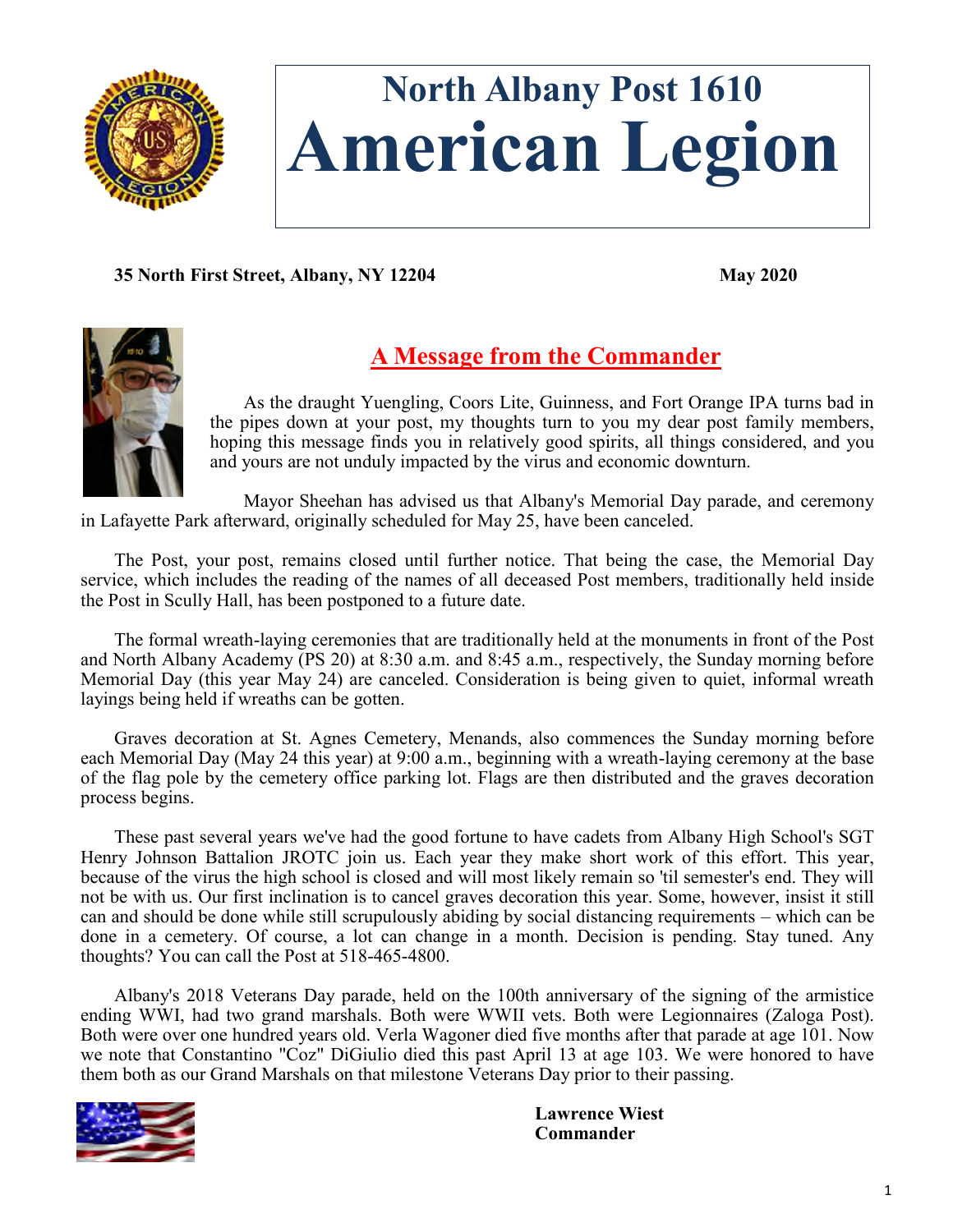# North Albany Post 1610
# American Legion

**35 North First Street, Albany, NY 12204** **May 2020**

## A Message from the Commander

As the draught Yuengling, Coors Lite, Guinness, and Fort Orange IPA turns bad in the pipes down at your post, my thoughts turn to you my dear post family members, hoping this message finds you in relatively good spirits, all things considered, and you and yours are not unduly impacted by the virus and economic downturn.

Mayor Sheehan has advised us that Albany's Memorial Day parade, and ceremony in Lafayette Park afterward, originally scheduled for May 25, have been canceled.

The Post, your post, remains closed until further notice. That being the case, the Memorial Day service, which includes the reading of the names of all deceased Post members, traditionally held inside the Post in Scully Hall, has been postponed to a future date.

The formal wreath-laying ceremonies that are traditionally held at the monuments in front of the Post and North Albany Academy (PS 20) at 8:30 a.m. and 8:45 a.m., respectively, the Sunday morning before Memorial Day (this year May 24) are canceled. Consideration is being given to quiet, informal wreath layings being held if wreaths can be gotten.

Graves decoration at St. Agnes Cemetery, Menands, also commences the Sunday morning before each Memorial Day (May 24 this year) at 9:00 a.m., beginning with a wreath-laying ceremony at the base of the flag pole by the cemetery office parking lot. Flags are then distributed and the graves decoration process begins.

These past several years we've had the good fortune to have cadets from Albany High School's SGT Henry Johnson Battalion JROTC join us. Each year they make short work of this effort. This year, because of the virus the high school is closed and will most likely remain so 'til semester's end. They will not be with us. Our first inclination is to cancel graves decoration this year. Some, however, insist it still can and should be done while still scrupulously abiding by social distancing requirements – which can be done in a cemetery. Of course, a lot can change in a month. Decision is pending. Stay tuned. Any thoughts? You can call the Post at 518-465-4800.

Albany's 2018 Veterans Day parade, held on the 100th anniversary of the signing of the armistice ending WWI, had two grand marshals. Both were WWII vets. Both were Legionnaires (Zaloga Post). Both were over one hundred years old. Verla Wagoner died five months after that parade at age 101. Now we note that Constantino "Coz" DiGiulio died this past April 13 at age 103. We were honored to have them both as our Grand Marshals on that milestone Veterans Day prior to their passing.

**Lawrence Wiest**
**Commander**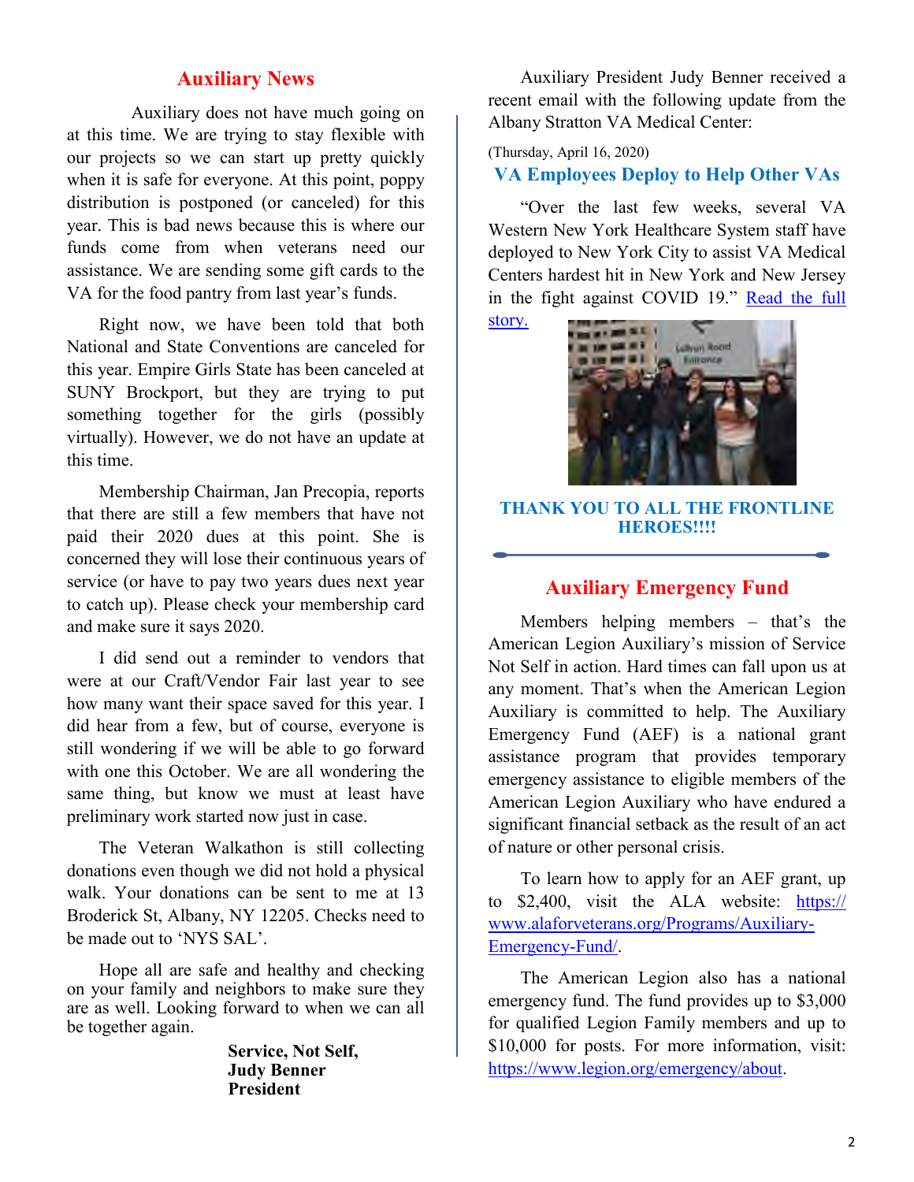## Auxiliary News

Auxiliary does not have much going on at this time. We are trying to stay flexible with our projects so we can start up pretty quickly when it is safe for everyone. At this point, poppy distribution is postponed (or canceled) for this year. This is bad news because this is where our funds come from when veterans need our assistance. We are sending some gift cards to the VA for the food pantry from last year's funds.

Right now, we have been told that both National and State Conventions are canceled for this year. Empire Girls State has been canceled at SUNY Brockport, but they are trying to put something together for the girls (possibly virtually). However, we do not have an update at this time.

Membership Chairman, Jan Precopia, reports that there are still a few members that have not paid their 2020 dues at this point. She is concerned they will lose their continuous years of service (or have to pay two years dues next year to catch up). Please check your membership card and make sure it says 2020.

I did send out a reminder to vendors that were at our Craft/Vendor Fair last year to see how many want their space saved for this year. I did hear from a few, but of course, everyone is still wondering if we will be able to go forward with one this October. We are all wondering the same thing, but know we must at least have preliminary work started now just in case.

The Veteran Walkathon is still collecting donations even though we did not hold a physical walk. Your donations can be sent to me at 13 Broderick St, Albany, NY 12205. Checks need to be made out to 'NYS SAL'.

Hope all are safe and healthy and checking on your family and neighbors to make sure they are as well. Looking forward to when we can all be together again.

**Service, Not Self,**
**Judy Benner**
**President**

Auxiliary President Judy Benner received a recent email with the following update from the Albany Stratton VA Medical Center:

(Thursday, April 16, 2020)

### VA Employees Deploy to Help Other VAs

"Over the last few weeks, several VA Western New York Healthcare System staff have deployed to New York City to assist VA Medical Centers hardest hit in New York and New Jersey in the fight against COVID 19." Read the full story.

**THANK YOU TO ALL THE FRONTLINE HEROES!!!!**

## Auxiliary Emergency Fund

Members helping members – that's the American Legion Auxiliary's mission of Service Not Self in action. Hard times can fall upon us at any moment. That's when the American Legion Auxiliary is committed to help. The Auxiliary Emergency Fund (AEF) is a national grant assistance program that provides temporary emergency assistance to eligible members of the American Legion Auxiliary who have endured a significant financial setback as the result of an act of nature or other personal crisis.

To learn how to apply for an AEF grant, up to $2,400, visit the ALA website: https://www.alaforveterans.org/Programs/Auxiliary-Emergency-Fund/.

The American Legion also has a national emergency fund. The fund provides up to $3,000 for qualified Legion Family members and up to $10,000 for posts. For more information, visit: https://www.legion.org/emergency/about.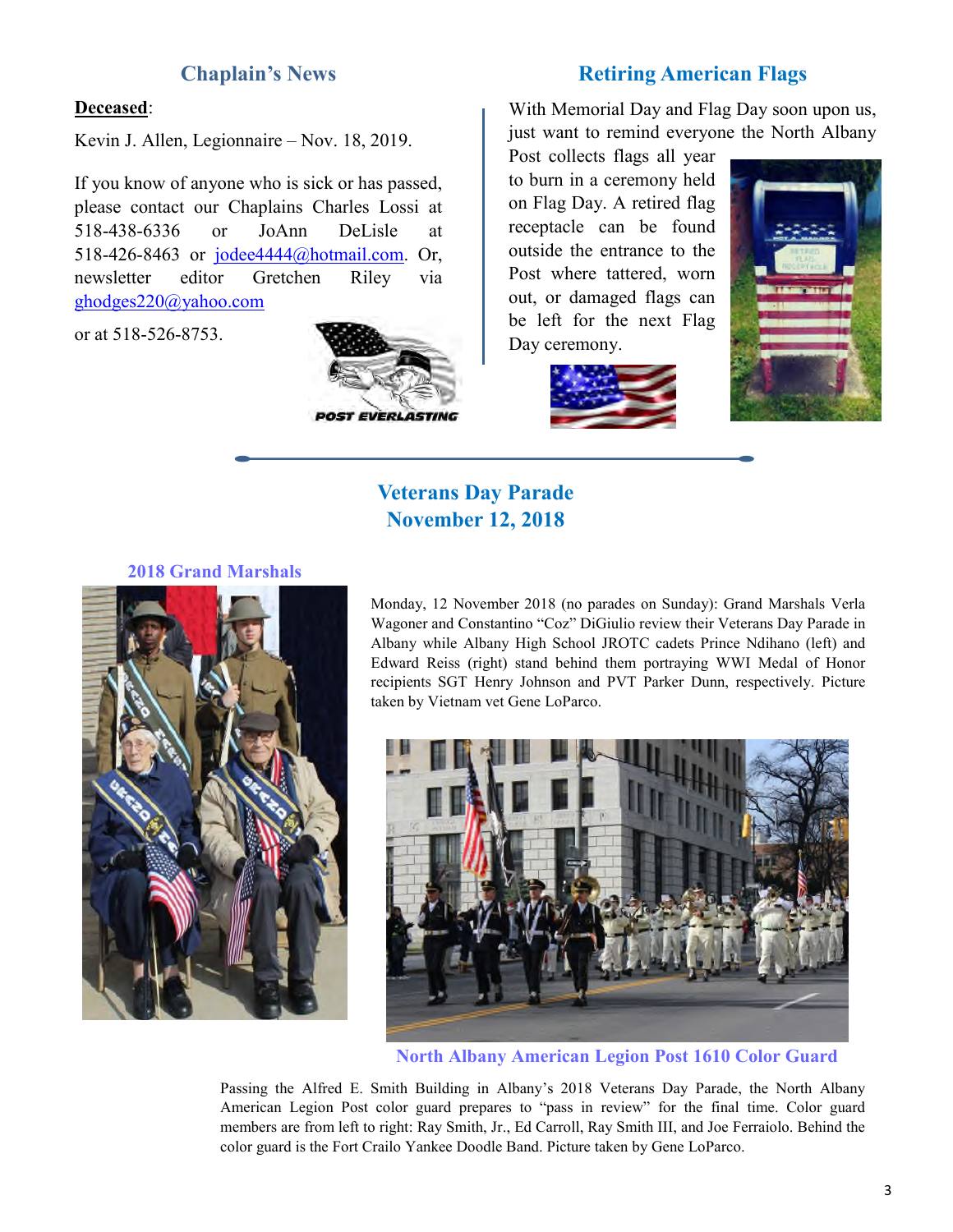## Chaplain's News

**Deceased**:

Kevin J. Allen, Legionnaire – Nov. 18, 2019.

If you know of anyone who is sick or has passed, please contact our Chaplains Charles Lossi at 518-438-6336 or JoAnn DeLisle at 518-426-8463 or jodee4444@hotmail.com. Or, newsletter editor Gretchen Riley via ghodges220@yahoo.com

or at 518-526-8753.

POST EVERLASTING

## Retiring American Flags

With Memorial Day and Flag Day soon upon us, just want to remind everyone the North Albany Post collects flags all year to burn in a ceremony held on Flag Day. A retired flag receptacle can be found outside the entrance to the Post where tattered, worn out, or damaged flags can be left for the next Flag Day ceremony.

## Veterans Day Parade
## November 12, 2018

### 2018 Grand Marshals

Monday, 12 November 2018 (no parades on Sunday): Grand Marshals Verla Wagoner and Constantino "Coz" DiGiulio review their Veterans Day Parade in Albany while Albany High School JROTC cadets Prince Ndihano (left) and Edward Reiss (right) stand behind them portraying WWI Medal of Honor recipients SGT Henry Johnson and PVT Parker Dunn, respectively. Picture taken by Vietnam vet Gene LoParco.

### North Albany American Legion Post 1610 Color Guard

Passing the Alfred E. Smith Building in Albany's 2018 Veterans Day Parade, the North Albany American Legion Post color guard prepares to "pass in review" for the final time. Color guard members are from left to right: Ray Smith, Jr., Ed Carroll, Ray Smith III, and Joe Ferraiolo. Behind the color guard is the Fort Crailo Yankee Doodle Band. Picture taken by Gene LoParco.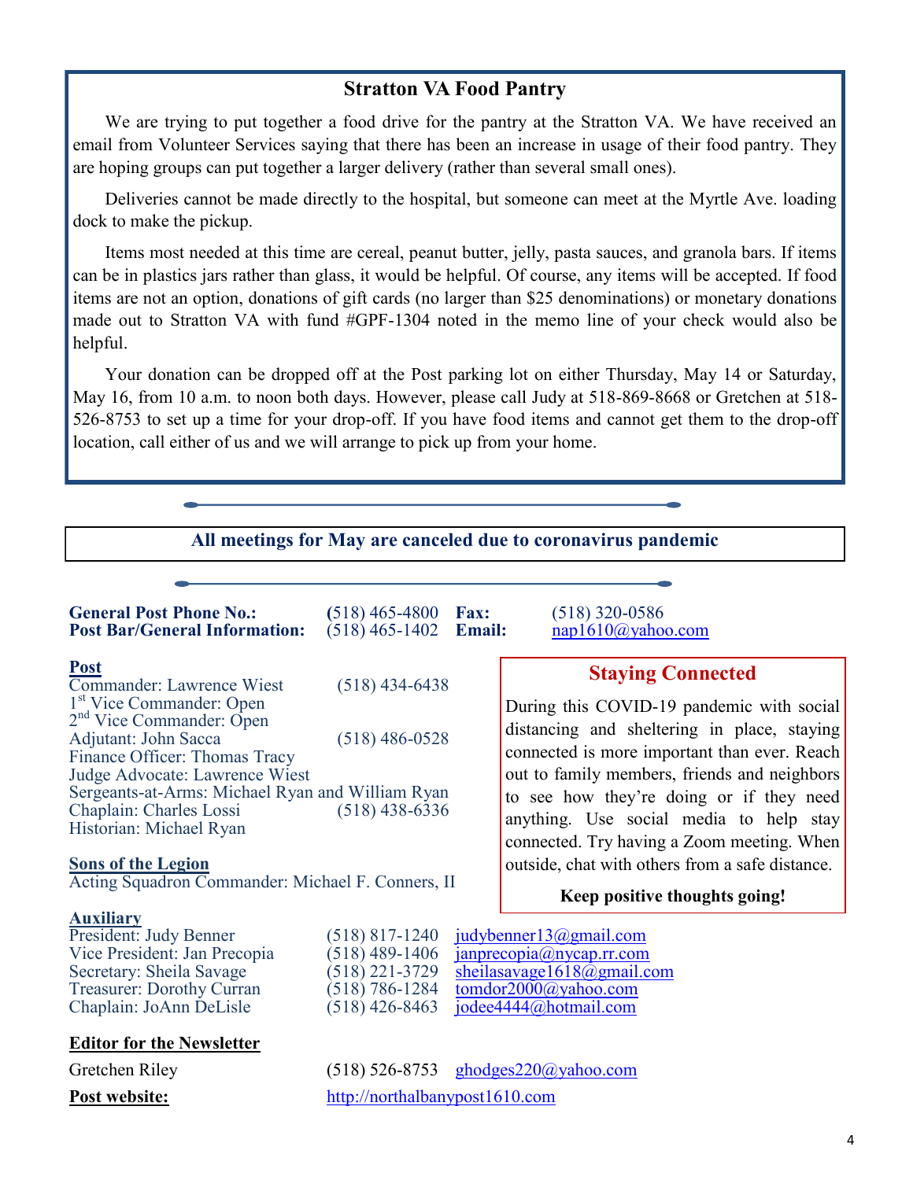## Stratton VA Food Pantry

We are trying to put together a food drive for the pantry at the Stratton VA. We have received an email from Volunteer Services saying that there has been an increase in usage of their food pantry. They are hoping groups can put together a larger delivery (rather than several small ones).

Deliveries cannot be made directly to the hospital, but someone can meet at the Myrtle Ave. loading dock to make the pickup.

Items most needed at this time are cereal, peanut butter, jelly, pasta sauces, and granola bars. If items can be in plastics jars rather than glass, it would be helpful. Of course, any items will be accepted. If food items are not an option, donations of gift cards (no larger than $25 denominations) or monetary donations made out to Stratton VA with fund #GPF-1304 noted in the memo line of your check would also be helpful.

Your donation can be dropped off at the Post parking lot on either Thursday, May 14 or Saturday, May 16, from 10 a.m. to noon both days. However, please call Judy at 518-869-8668 or Gretchen at 518-526-8753 to set up a time for your drop-off. If you have food items and cannot get them to the drop-off location, call either of us and we will arrange to pick up from your home.

---

**All meetings for May are canceled due to coronavirus pandemic**

---

**General Post Phone No.:** (518) 465-4800 **Fax:** (518) 320-0586
**Post Bar/General Information:** (518) 465-1402 **Email:** nap1610@yahoo.com

**Post**
Commander: Lawrence Wiest (518) 434-6438
1st Vice Commander: Open
2nd Vice Commander: Open
Adjutant: John Sacca (518) 486-0528
Finance Officer: Thomas Tracy
Judge Advocate: Lawrence Wiest
Sergeants-at-Arms: Michael Ryan and William Ryan
Chaplain: Charles Lossi (518) 438-6336
Historian: Michael Ryan

**Sons of the Legion**
Acting Squadron Commander: Michael F. Conners, II

**Auxiliary**
President: Judy Benner (518) 817-1240 judybenner13@gmail.com
Vice President: Jan Precopia (518) 489-1406 janprecopia@nycap.rr.com
Secretary: Sheila Savage (518) 221-3729 sheilasavage1618@gmail.com
Treasurer: Dorothy Curran (518) 786-1284 tomdor2000@yahoo.com
Chaplain: JoAnn DeLisle (518) 426-8463 jodee4444@hotmail.com

**Editor for the Newsletter**

Gretchen Riley (518) 526-8753 ghodges220@yahoo.com

**Post website:** http://northalbanypost1610.com

### Staying Connected

During this COVID-19 pandemic with social distancing and sheltering in place, staying connected is more important than ever. Reach out to family members, friends and neighbors to see how they're doing or if they need anything. Use social media to help stay connected. Try having a Zoom meeting. When outside, chat with others from a safe distance.

**Keep positive thoughts going!**